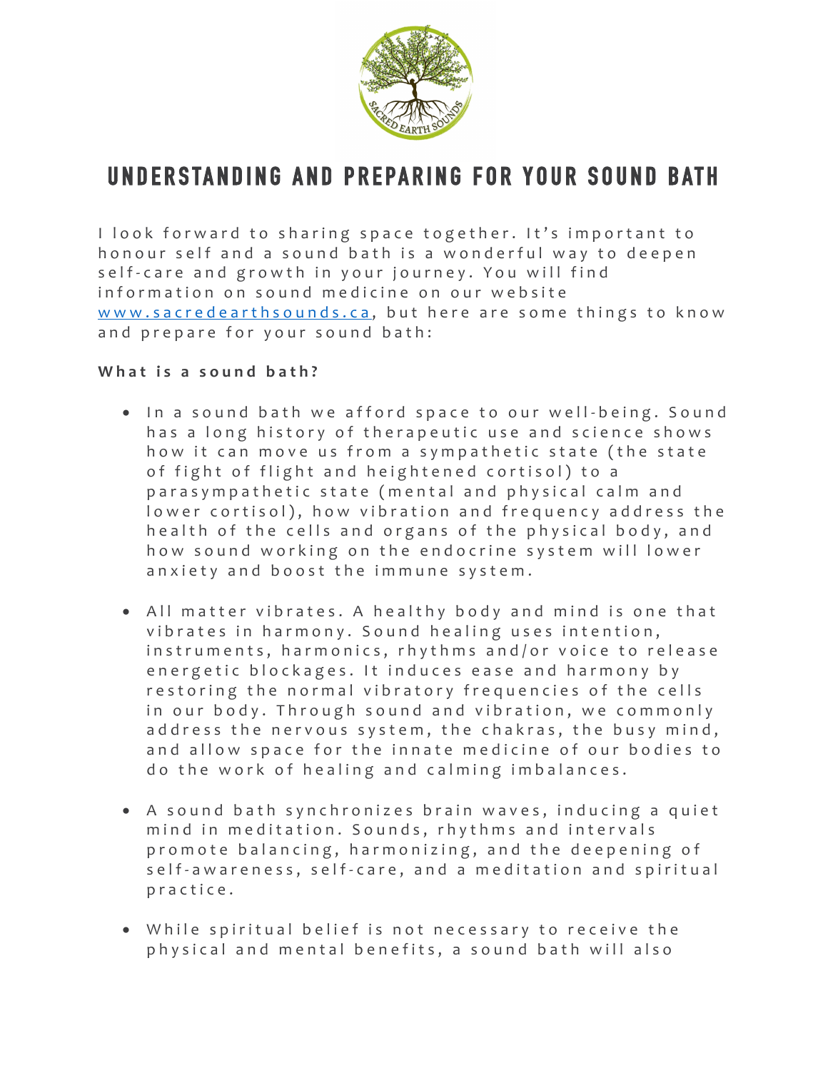# UNDERSTANDING AND PREPARING FOR YOUR SOUND BATH

I look forward to sharing space together. It's important to honour self and a sound bath is a wonderful way to deepen self-care and growth in your journey. You will find information on sound medicine on our website [www.sacredearthsounds.ca](http://www.sacredearthsounds.ca), but here are some things to know and prepare for your sound bath:

**What is a sound bath?**

- In a sound bath we afford space to our well-being. Sound has a long history of therapeutic use and science shows how it can move us from a sympathetic state (the state of fight of flight and heightened cortisol) to a parasympathetic state (mental and physical calm and lower cortisol), how vibration and frequency address the health of the cells and organs of the physical body, and how sound working on the endocrine system will lower anxiety and boost the immune system.

- All matter vibrates. A healthy body and mind is one that vibrates in harmony. Sound healing uses intention, instruments, harmonics, rhythms and/or voice to release energetic blockages. It induces ease and harmony by restoring the normal vibratory frequencies of the cells in our body. Through sound and vibration, we commonly address the nervous system, the chakras, the busy mind, and allow space for the innate medicine of our bodies to do the work of healing and calming imbalances.

- A sound bath synchronizes brain waves, inducing a quiet mind in meditation. Sounds, rhythms and intervals promote balancing, harmonizing, and the deepening of self-awareness, self-care, and a meditation and spiritual practice.

- While spiritual belief is not necessary to receive the physical and mental benefits, a sound bath will also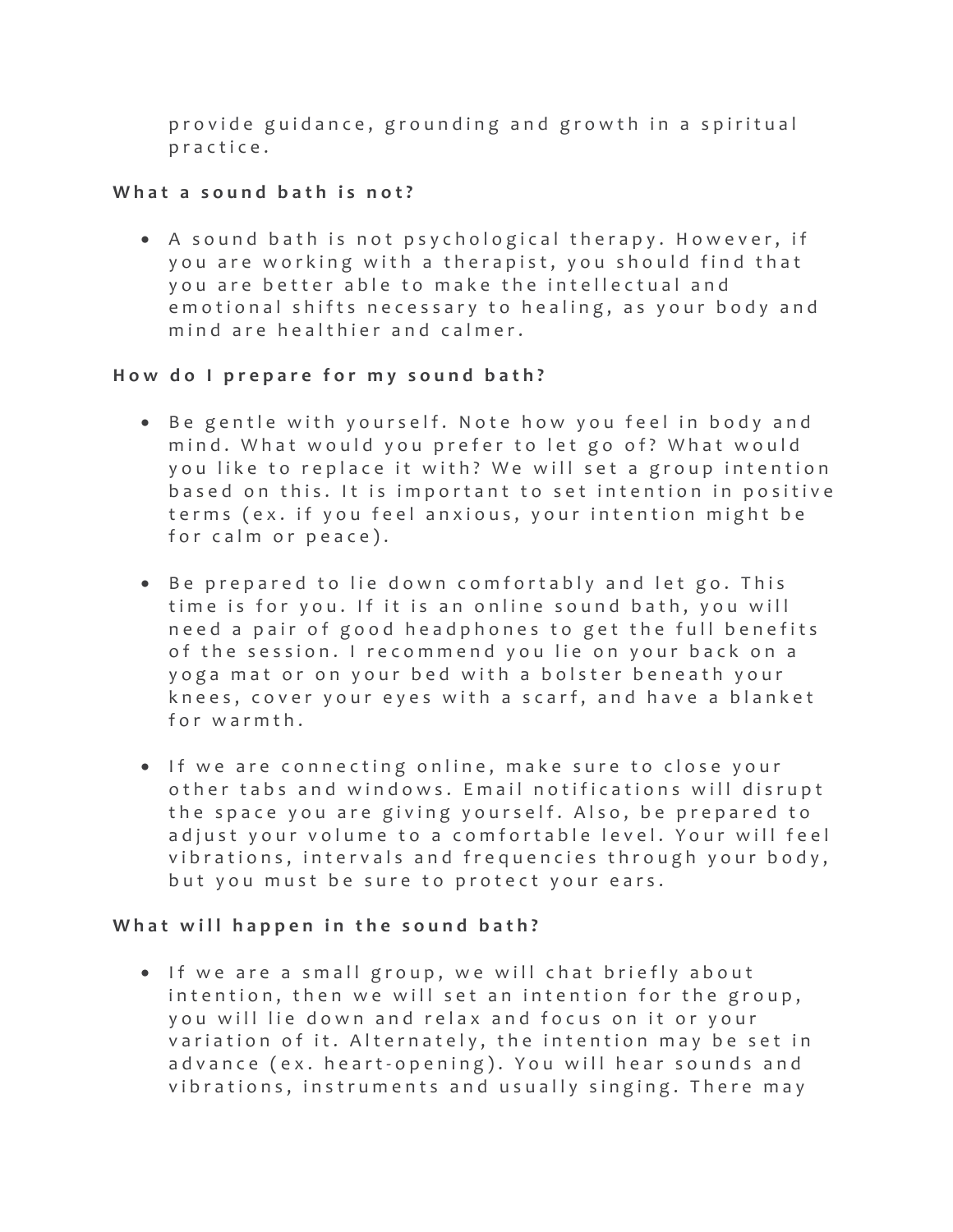provide guidance, grounding and growth in a spiritual practice.

**What a sound bath is not?**

- A sound bath is not psychological therapy. However, if you are working with a therapist, you should find that you are better able to make the intellectual and emotional shifts necessary to healing, as your body and mind are healthier and calmer.

**How do I prepare for my sound bath?**

- Be gentle with yourself. Note how you feel in body and mind. What would you prefer to let go of? What would you like to replace it with? We will set a group intention based on this. It is important to set intention in positive terms (ex. if you feel anxious, your intention might be for calm or peace).

- Be prepared to lie down comfortably and let go. This time is for you. If it is an online sound bath, you will need a pair of good headphones to get the full benefits of the session. I recommend you lie on your back on a yoga mat or on your bed with a bolster beneath your knees, cover your eyes with a scarf, and have a blanket for warmth.

- If we are connecting online, make sure to close your other tabs and windows. Email notifications will disrupt the space you are giving yourself. Also, be prepared to adjust your volume to a comfortable level. Your will feel vibrations, intervals and frequencies through your body, but you must be sure to protect your ears.

**What will happen in the sound bath?**

- If we are a small group, we will chat briefly about intention, then we will set an intention for the group, you will lie down and relax and focus on it or your variation of it. Alternately, the intention may be set in advance (ex. heart-opening). You will hear sounds and vibrations, instruments and usually singing. There may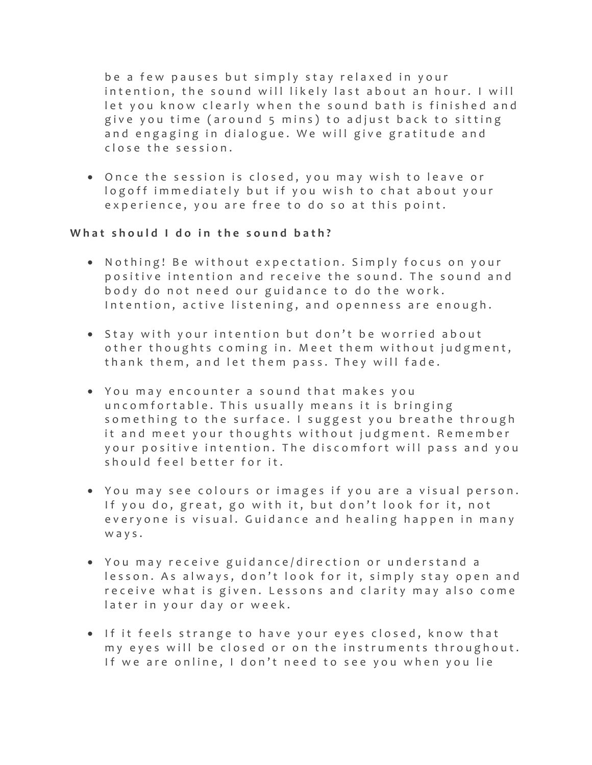be a few pauses but simply stay relaxed in your intention, the sound will likely last about an hour. I will let you know clearly when the sound bath is finished and give you time (around 5 mins) to adjust back to sitting and engaging in dialogue. We will give gratitude and close the session.

- Once the session is closed, you may wish to leave or logoff immediately but if you wish to chat about your experience, you are free to do so at this point.

**What should I do in the sound bath?**

- Nothing! Be without expectation. Simply focus on your positive intention and receive the sound. The sound and body do not need our guidance to do the work. Intention, active listening, and openness are enough.

- Stay with your intention but don't be worried about other thoughts coming in. Meet them without judgment, thank them, and let them pass. They will fade.

- You may encounter a sound that makes you uncomfortable. This usually means it is bringing something to the surface. I suggest you breathe through it and meet your thoughts without judgment. Remember your positive intention. The discomfort will pass and you should feel better for it.

- You may see colours or images if you are a visual person. If you do, great, go with it, but don't look for it, not everyone is visual. Guidance and healing happen in many ways.

- You may receive guidance/direction or understand a lesson. As always, don't look for it, simply stay open and receive what is given. Lessons and clarity may also come later in your day or week.

- If it feels strange to have your eyes closed, know that my eyes will be closed or on the instruments throughout. If we are online, I don't need to see you when you lie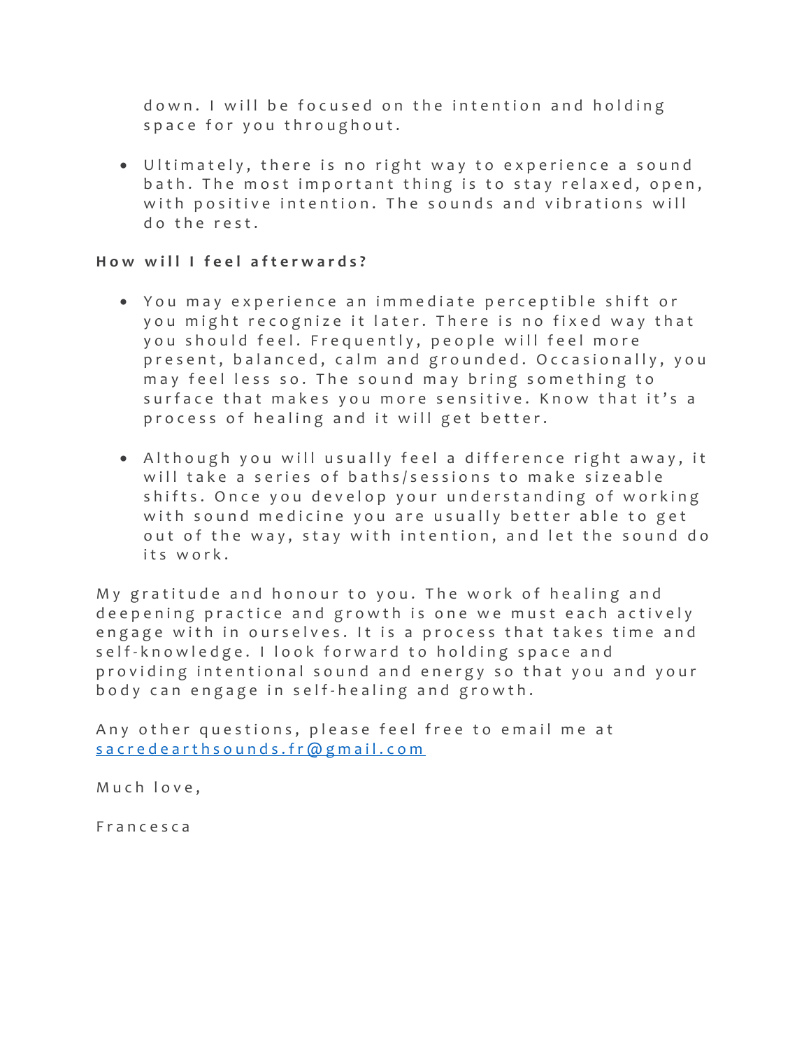down. I will be focused on the intention and holding space for you throughout.

- Ultimately, there is no right way to experience a sound bath. The most important thing is to stay relaxed, open, with positive intention. The sounds and vibrations will do the rest.

**How will I feel afterwards?**

- You may experience an immediate perceptible shift or you might recognize it later. There is no fixed way that you should feel. Frequently, people will feel more present, balanced, calm and grounded. Occasionally, you may feel less so. The sound may bring something to surface that makes you more sensitive. Know that it's a process of healing and it will get better.

- Although you will usually feel a difference right away, it will take a series of baths/sessions to make sizeable shifts. Once you develop your understanding of working with sound medicine you are usually better able to get out of the way, stay with intention, and let the sound do its work.

My gratitude and honour to you. The work of healing and deepening practice and growth is one we must each actively engage with in ourselves. It is a process that takes time and self-knowledge. I look forward to holding space and providing intentional sound and energy so that you and your body can engage in self-healing and growth.

Any other questions, please feel free to email me at [sacredearthsounds.fr@gmail.com](mailto:sacredearthsounds.fr@gmail.com)

Much love,

Francesca